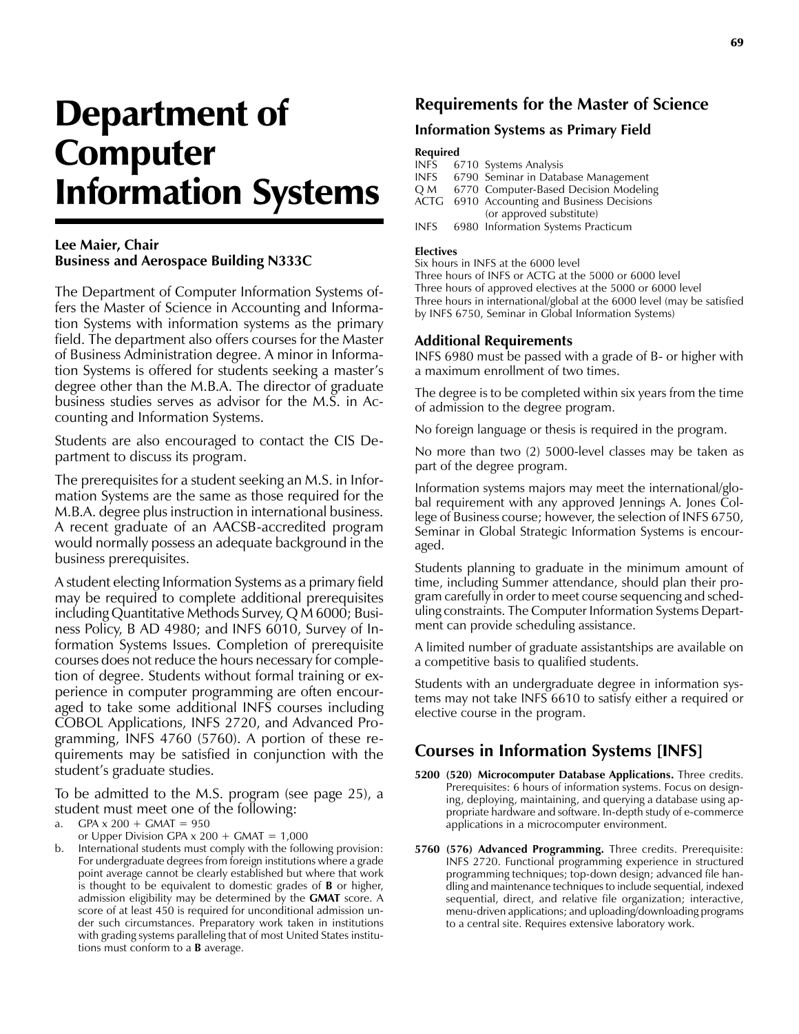# Department of Computer Information Systems

**Lee Maier, Chair**
**Business and Aerospace Building N333C**

The Department of Computer Information Systems offers the Master of Science in Accounting and Information Systems with information systems as the primary field. The department also offers courses for the Master of Business Administration degree. A minor in Information Systems is offered for students seeking a master's degree other than the M.B.A. The director of graduate business studies serves as advisor for the M.S. in Accounting and Information Systems.

Students are also encouraged to contact the CIS Department to discuss its program.

The prerequisites for a student seeking an M.S. in Information Systems are the same as those required for the M.B.A. degree plus instruction in international business. A recent graduate of an AACSB-accredited program would normally possess an adequate background in the business prerequisites.

A student electing Information Systems as a primary field may be required to complete additional prerequisites including Quantitative Methods Survey, Q M 6000; Business Policy, B AD 4980; and INFS 6010, Survey of Information Systems Issues. Completion of prerequisite courses does not reduce the hours necessary for completion of degree. Students without formal training or experience in computer programming are often encouraged to take some additional INFS courses including COBOL Applications, INFS 2720, and Advanced Programming, INFS 4760 (5760). A portion of these requirements may be satisfied in conjunction with the student's graduate studies.

To be admitted to the M.S. program (see page 25), a student must meet one of the following:

a. GPA x 200 + GMAT = 950
   or Upper Division GPA x 200 + GMAT = 1,000
b. International students must comply with the following provision: For undergraduate degrees from foreign institutions where a grade point average cannot be clearly established but where that work is thought to be equivalent to domestic grades of **B** or higher, admission eligibility may be determined by the **GMAT** score. A score of at least 450 is required for unconditional admission under such circumstances. Preparatory work taken in institutions with grading systems paralleling that of most United States institutions must conform to a **B** average.

## Requirements for the Master of Science

### Information Systems as Primary Field

**Required**

| | | |
|---|---|---|
| INFS | 6710 | Systems Analysis |
| INFS | 6790 | Seminar in Database Management |
| Q M | 6770 | Computer-Based Decision Modeling |
| ACTG | 6910 | Accounting and Business Decisions (or approved substitute) |
| INFS | 6980 | Information Systems Practicum |

**Electives**

Six hours in INFS at the 6000 level
Three hours of INFS or ACTG at the 5000 or 6000 level
Three hours of approved electives at the 5000 or 6000 level
Three hours in international/global at the 6000 level (may be satisfied by INFS 6750, Seminar in Global Information Systems)

### Additional Requirements

INFS 6980 must be passed with a grade of B- or higher with a maximum enrollment of two times.

The degree is to be completed within six years from the time of admission to the degree program.

No foreign language or thesis is required in the program.

No more than two (2) 5000-level classes may be taken as part of the degree program.

Information systems majors may meet the international/global requirement with any approved Jennings A. Jones College of Business course; however, the selection of INFS 6750, Seminar in Global Strategic Information Systems is encouraged.

Students planning to graduate in the minimum amount of time, including Summer attendance, should plan their program carefully in order to meet course sequencing and scheduling constraints. The Computer Information Systems Department can provide scheduling assistance.

A limited number of graduate assistantships are available on a competitive basis to qualified students.

Students with an undergraduate degree in information systems may not take INFS 6610 to satisfy either a required or elective course in the program.

## Courses in Information Systems [INFS]

**5200 (520) Microcomputer Database Applications.** Three credits. Prerequisites: 6 hours of information systems. Focus on designing, deploying, maintaining, and querying a database using appropriate hardware and software. In-depth study of e-commerce applications in a microcomputer environment.

**5760 (576) Advanced Programming.** Three credits. Prerequisite: INFS 2720. Functional programming experience in structured programming techniques; top-down design; advanced file handling and maintenance techniques to include sequential, indexed sequential, direct, and relative file organization; interactive, menu-driven applications; and uploading/downloading programs to a central site. Requires extensive laboratory work.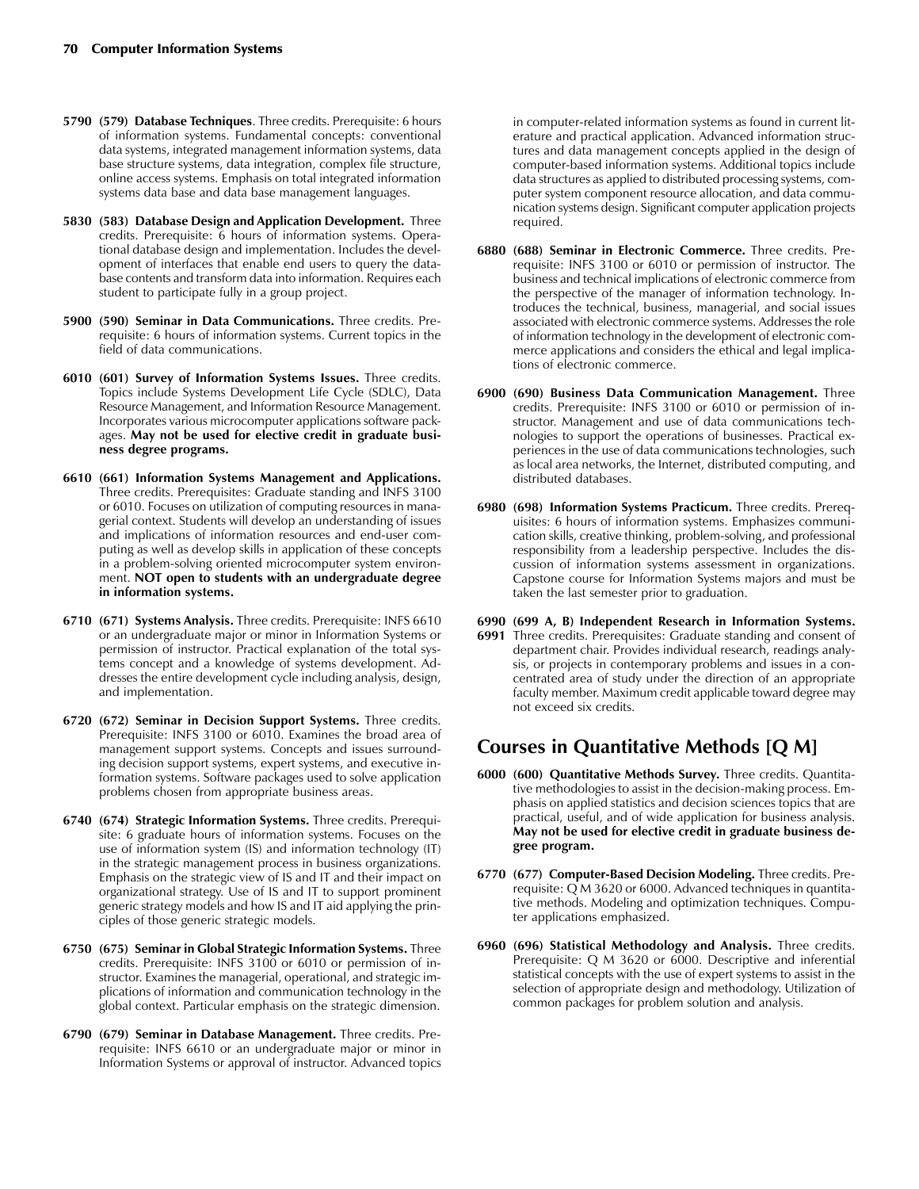**5790 (579) Database Techniques**. Three credits. Prerequisite: 6 hours of information systems. Fundamental concepts: conventional data systems, integrated management information systems, data base structure systems, data integration, complex file structure, online access systems. Emphasis on total integrated information systems data base and data base management languages.

**5830 (583) Database Design and Application Development.** Three credits. Prerequisite: 6 hours of information systems. Operational database design and implementation. Includes the development of interfaces that enable end users to query the database contents and transform data into information. Requires each student to participate fully in a group project.

**5900 (590) Seminar in Data Communications.** Three credits. Prerequisite: 6 hours of information systems. Current topics in the field of data communications.

**6010 (601) Survey of Information Systems Issues.** Three credits. Topics include Systems Development Life Cycle (SDLC), Data Resource Management, and Information Resource Management. Incorporates various microcomputer applications software packages. **May not be used for elective credit in graduate business degree programs.**

**6610 (661) Information Systems Management and Applications.** Three credits. Prerequisites: Graduate standing and INFS 3100 or 6010. Focuses on utilization of computing resources in managerial context. Students will develop an understanding of issues and implications of information resources and end-user computing as well as develop skills in application of these concepts in a problem-solving oriented microcomputer system environment. **NOT open to students with an undergraduate degree in information systems.**

**6710 (671) Systems Analysis.** Three credits. Prerequisite: INFS 6610 or an undergraduate major or minor in Information Systems or permission of instructor. Practical explanation of the total systems concept and a knowledge of systems development. Addresses the entire development cycle including analysis, design, and implementation.

**6720 (672) Seminar in Decision Support Systems.** Three credits. Prerequisite: INFS 3100 or 6010. Examines the broad area of management support systems. Concepts and issues surrounding decision support systems, expert systems, and executive information systems. Software packages used to solve application problems chosen from appropriate business areas.

**6740 (674) Strategic Information Systems.** Three credits. Prerequisite: 6 graduate hours of information systems. Focuses on the use of information system (IS) and information technology (IT) in the strategic management process in business organizations. Emphasis on the strategic view of IS and IT and their impact on organizational strategy. Use of IS and IT to support prominent generic strategy models and how IS and IT aid applying the principles of those generic strategic models.

**6750 (675) Seminar in Global Strategic Information Systems.** Three credits. Prerequisite: INFS 3100 or 6010 or permission of instructor. Examines the managerial, operational, and strategic implications of information and communication technology in the global context. Particular emphasis on the strategic dimension.

**6790 (679) Seminar in Database Management.** Three credits. Prerequisite: INFS 6610 or an undergraduate major or minor in Information Systems or approval of instructor. Advanced topics in computer-related information systems as found in current literature and practical application. Advanced information structures and data management concepts applied in the design of computer-based information systems. Additional topics include data structures as applied to distributed processing systems, computer system component resource allocation, and data communication systems design. Significant computer application projects required.

**6880 (688) Seminar in Electronic Commerce.** Three credits. Prerequisite: INFS 3100 or 6010 or permission of instructor. The business and technical implications of electronic commerce from the perspective of the manager of information technology. Introduces the technical, business, managerial, and social issues associated with electronic commerce systems. Addresses the role of information technology in the development of electronic commerce applications and considers the ethical and legal implications of electronic commerce.

**6900 (690) Business Data Communication Management.** Three credits. Prerequisite: INFS 3100 or 6010 or permission of instructor. Management and use of data communications technologies to support the operations of businesses. Practical experiences in the use of data communications technologies, such as local area networks, the Internet, distributed computing, and distributed databases.

**6980 (698) Information Systems Practicum.** Three credits. Prerequisites: 6 hours of information systems. Emphasizes communication skills, creative thinking, problem-solving, and professional responsibility from a leadership perspective. Includes the discussion of information systems assessment in organizations. Capstone course for Information Systems majors and must be taken the last semester prior to graduation.

**6990 (699 A, B) Independent Research in Information Systems.**
**6991** Three credits. Prerequisites: Graduate standing and consent of department chair. Provides individual research, readings analysis, or projects in contemporary problems and issues in a concentrated area of study under the direction of an appropriate faculty member. Maximum credit applicable toward degree may not exceed six credits.

## Courses in Quantitative Methods [Q M]

**6000 (600) Quantitative Methods Survey.** Three credits. Quantitative methodologies to assist in the decision-making process. Emphasis on applied statistics and decision sciences topics that are practical, useful, and of wide application for business analysis. **May not be used for elective credit in graduate business degree program.**

**6770 (677) Computer-Based Decision Modeling.** Three credits. Prerequisite: Q M 3620 or 6000. Advanced techniques in quantitative methods. Modeling and optimization techniques. Computer applications emphasized.

**6960 (696) Statistical Methodology and Analysis.** Three credits. Prerequisite: Q M 3620 or 6000. Descriptive and inferential statistical concepts with the use of expert systems to assist in the selection of appropriate design and methodology. Utilization of common packages for problem solution and analysis.